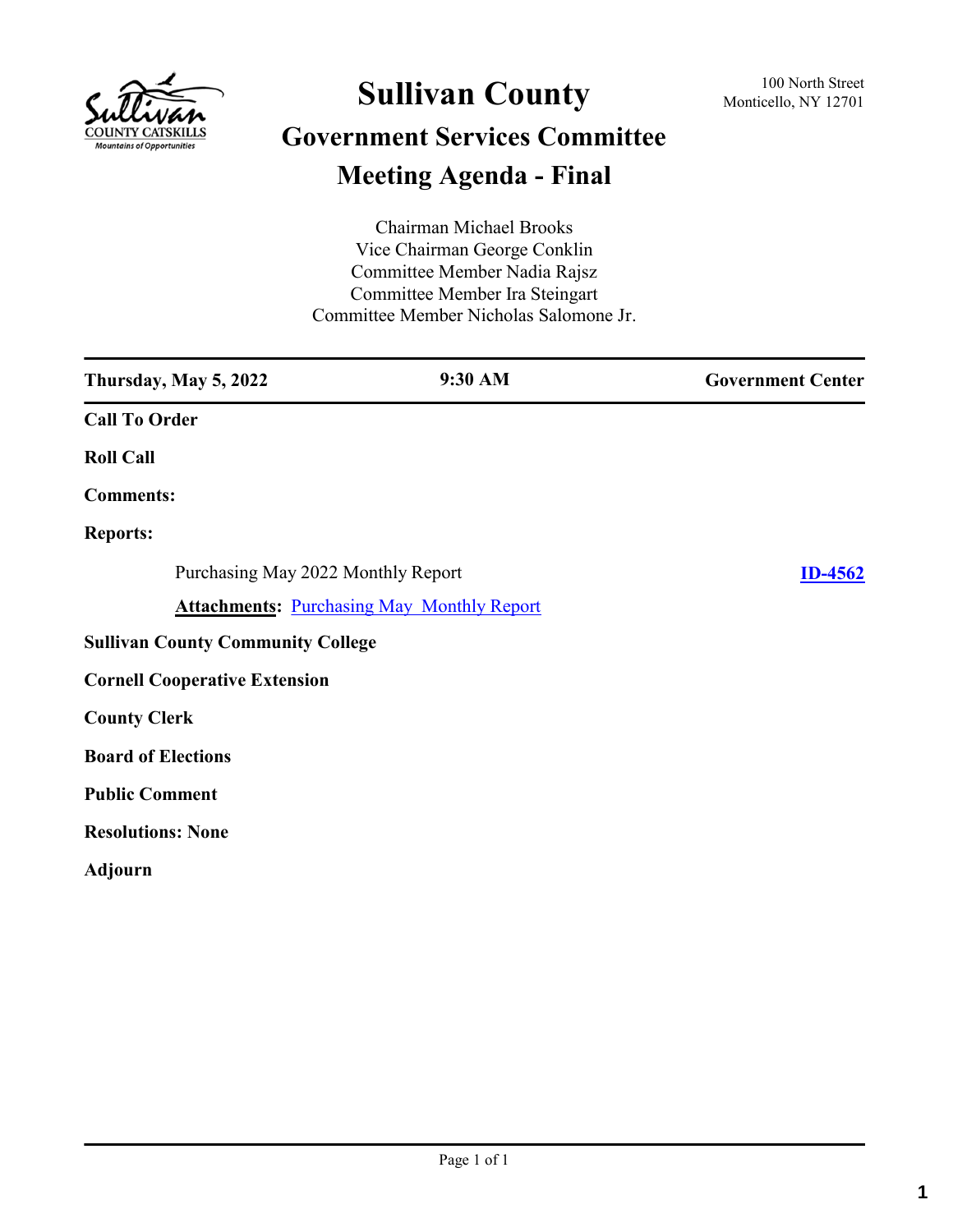# Sullivan County

100 North Street
Monticello, NY 12701

## Government Services Committee

## Meeting Agenda - Final

Chairman Michael Brooks
Vice Chairman George Conklin
Committee Member Nadia Rajsz
Committee Member Ira Steingart
Committee Member Nicholas Salomone Jr.

| Thursday, May 5, 2022 | 9:30 AM | Government Center |
|---|---|---|

**Call To Order**

**Roll Call**

**Comments:**

**Reports:**

Purchasing May 2022 Monthly Report **ID-4562**

**Attachments:** Purchasing May Monthly Report

**Sullivan County Community College**

**Cornell Cooperative Extension**

**County Clerk**

**Board of Elections**

**Public Comment**

**Resolutions: None**

**Adjourn**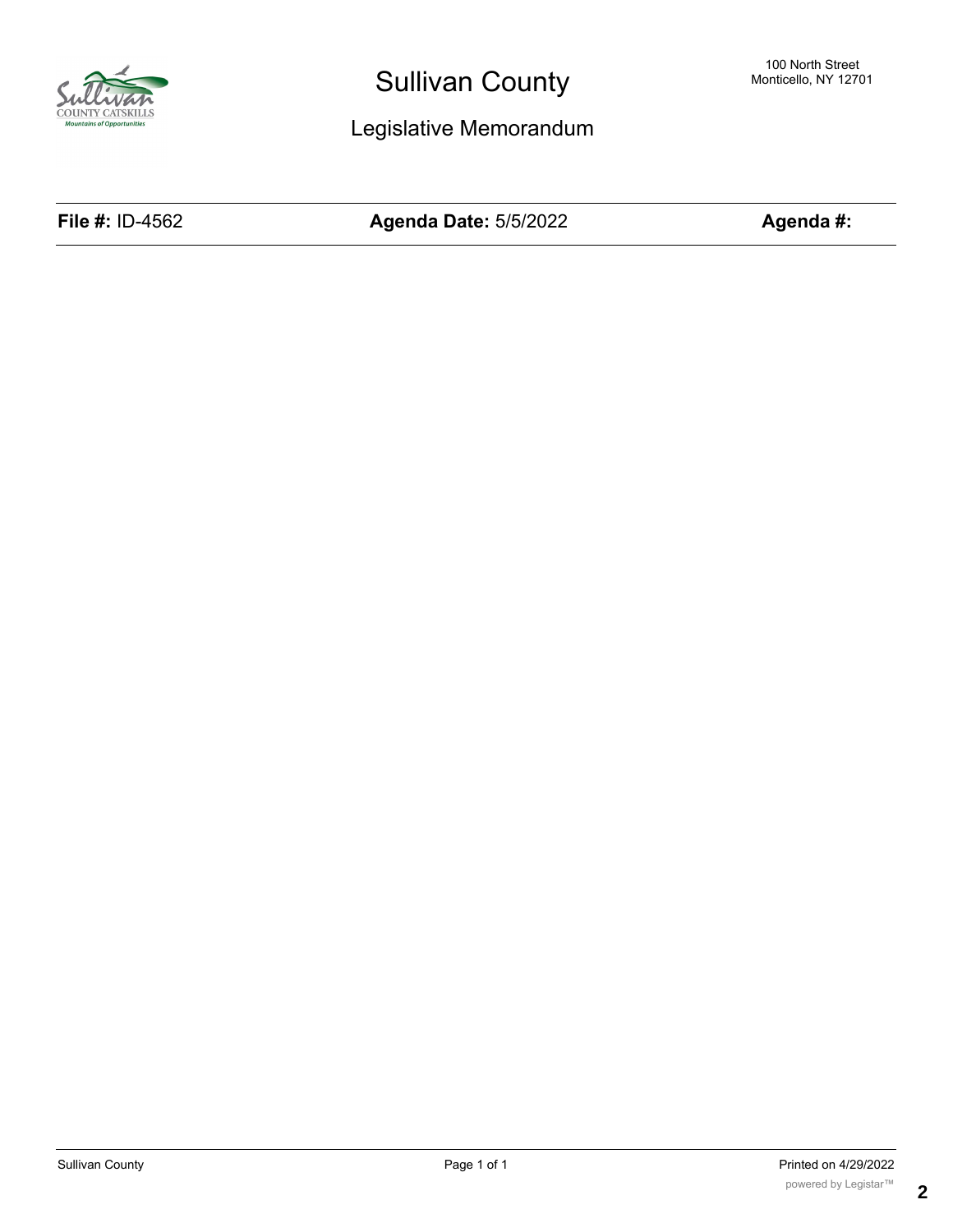# Sullivan County

100 North Street
Monticello, NY 12701

## Legislative Memorandum

| **File #:** ID-4562 | **Agenda Date:** 5/5/2022 | **Agenda #:** |
|---|---|---|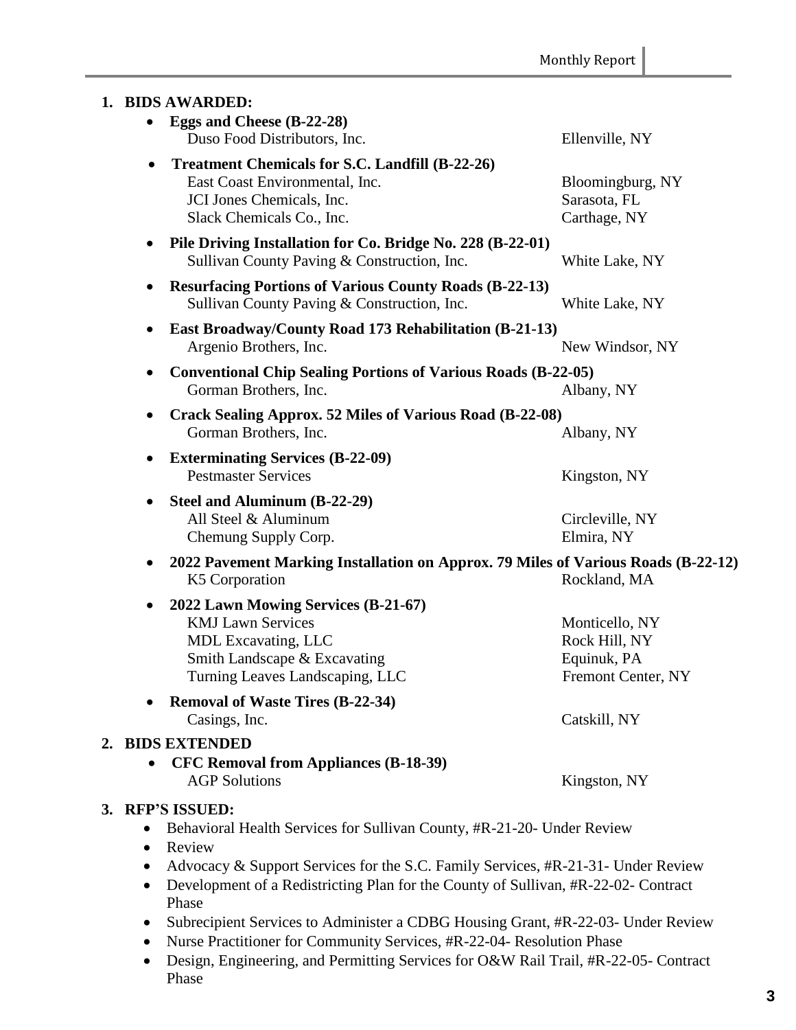1. **BIDS AWARDED:**
   - **Eggs and Cheese (B-22-28)**
     Duso Food Distributors, Inc. — Ellenville, NY
   - **Treatment Chemicals for S.C. Landfill (B-22-26)**
     East Coast Environmental, Inc. — Bloomingburg, NY
     JCI Jones Chemicals, Inc. — Sarasota, FL
     Slack Chemicals Co., Inc. — Carthage, NY
   - **Pile Driving Installation for Co. Bridge No. 228 (B-22-01)**
     Sullivan County Paving & Construction, Inc. — White Lake, NY
   - **Resurfacing Portions of Various County Roads (B-22-13)**
     Sullivan County Paving & Construction, Inc. — White Lake, NY
   - **East Broadway/County Road 173 Rehabilitation (B-21-13)**
     Argenio Brothers, Inc. — New Windsor, NY
   - **Conventional Chip Sealing Portions of Various Roads (B-22-05)**
     Gorman Brothers, Inc. — Albany, NY
   - **Crack Sealing Approx. 52 Miles of Various Road (B-22-08)**
     Gorman Brothers, Inc. — Albany, NY
   - **Exterminating Services (B-22-09)**
     Pestmaster Services — Kingston, NY
   - **Steel and Aluminum (B-22-29)**
     All Steel & Aluminum — Circleville, NY
     Chemung Supply Corp. — Elmira, NY
   - **2022 Pavement Marking Installation on Approx. 79 Miles of Various Roads (B-22-12)**
     K5 Corporation — Rockland, MA
   - **2022 Lawn Mowing Services (B-21-67)**
     KMJ Lawn Services — Monticello, NY
     MDL Excavating, LLC — Rock Hill, NY
     Smith Landscape & Excavating — Equinuk, PA
     Turning Leaves Landscaping, LLC — Fremont Center, NY
   - **Removal of Waste Tires (B-22-34)**
     Casings, Inc. — Catskill, NY

2. **BIDS EXTENDED**
   - **CFC Removal from Appliances (B-18-39)**
     AGP Solutions — Kingston, NY

3. **RFP'S ISSUED:**
   - Behavioral Health Services for Sullivan County, #R-21-20- Under Review
   - Review
   - Advocacy & Support Services for the S.C. Family Services, #R-21-31- Under Review
   - Development of a Redistricting Plan for the County of Sullivan, #R-22-02- Contract Phase
   - Subrecipient Services to Administer a CDBG Housing Grant, #R-22-03- Under Review
   - Nurse Practitioner for Community Services, #R-22-04- Resolution Phase
   - Design, Engineering, and Permitting Services for O&W Rail Trail, #R-22-05- Contract Phase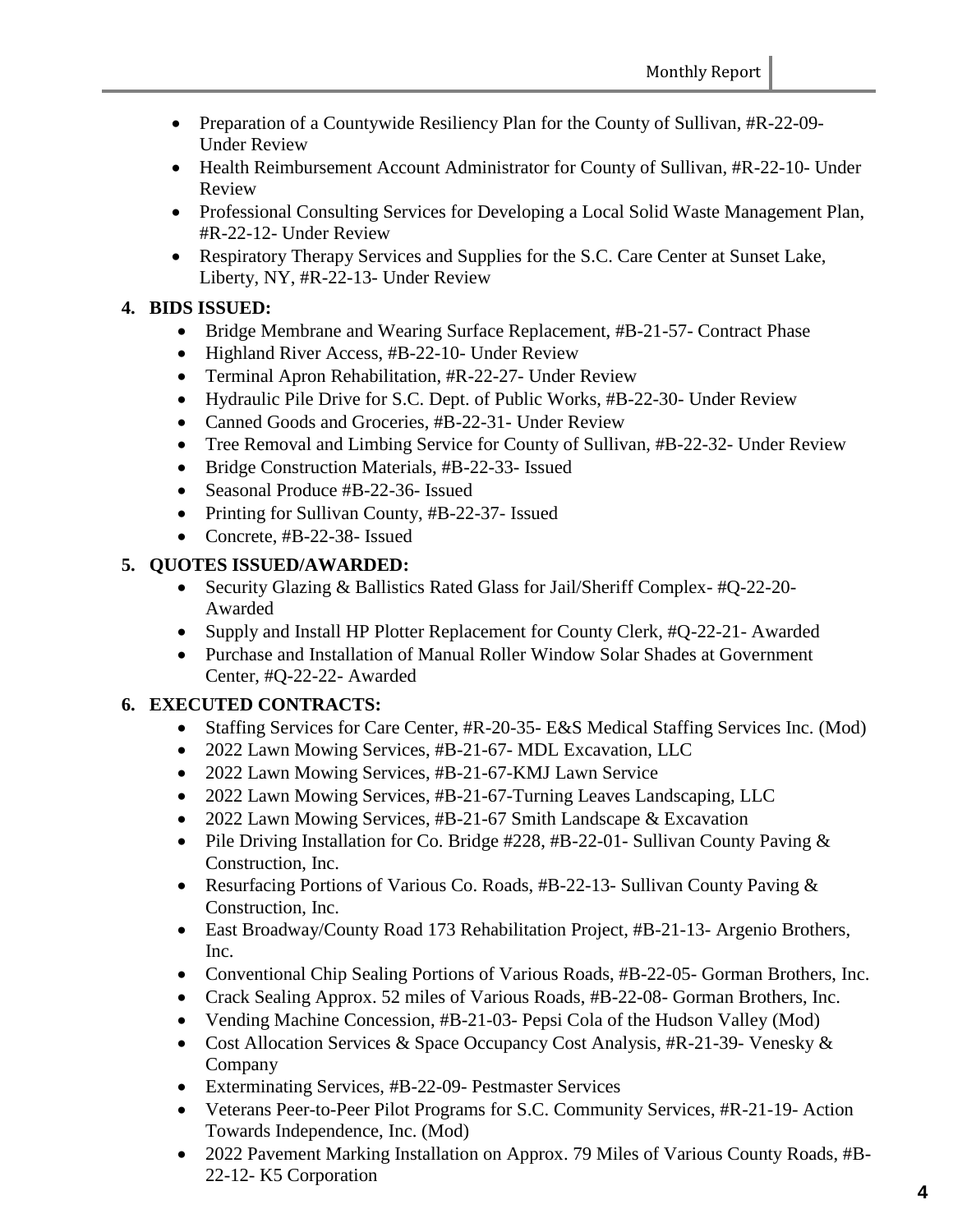- Preparation of a Countywide Resiliency Plan for the County of Sullivan, #R-22-09- Under Review
- Health Reimbursement Account Administrator for County of Sullivan, #R-22-10- Under Review
- Professional Consulting Services for Developing a Local Solid Waste Management Plan, #R-22-12- Under Review
- Respiratory Therapy Services and Supplies for the S.C. Care Center at Sunset Lake, Liberty, NY, #R-22-13- Under Review

**4. BIDS ISSUED:**

- Bridge Membrane and Wearing Surface Replacement, #B-21-57- Contract Phase
- Highland River Access, #B-22-10- Under Review
- Terminal Apron Rehabilitation, #R-22-27- Under Review
- Hydraulic Pile Drive for S.C. Dept. of Public Works, #B-22-30- Under Review
- Canned Goods and Groceries, #B-22-31- Under Review
- Tree Removal and Limbing Service for County of Sullivan, #B-22-32- Under Review
- Bridge Construction Materials, #B-22-33- Issued
- Seasonal Produce #B-22-36- Issued
- Printing for Sullivan County, #B-22-37- Issued
- Concrete, #B-22-38- Issued

**5. QUOTES ISSUED/AWARDED:**

- Security Glazing & Ballistics Rated Glass for Jail/Sheriff Complex- #Q-22-20- Awarded
- Supply and Install HP Plotter Replacement for County Clerk, #Q-22-21- Awarded
- Purchase and Installation of Manual Roller Window Solar Shades at Government Center, #Q-22-22- Awarded

**6. EXECUTED CONTRACTS:**

- Staffing Services for Care Center, #R-20-35- E&S Medical Staffing Services Inc. (Mod)
- 2022 Lawn Mowing Services, #B-21-67- MDL Excavation, LLC
- 2022 Lawn Mowing Services, #B-21-67-KMJ Lawn Service
- 2022 Lawn Mowing Services, #B-21-67-Turning Leaves Landscaping, LLC
- 2022 Lawn Mowing Services, #B-21-67 Smith Landscape & Excavation
- Pile Driving Installation for Co. Bridge #228, #B-22-01- Sullivan County Paving & Construction, Inc.
- Resurfacing Portions of Various Co. Roads, #B-22-13- Sullivan County Paving & Construction, Inc.
- East Broadway/County Road 173 Rehabilitation Project, #B-21-13- Argenio Brothers, Inc.
- Conventional Chip Sealing Portions of Various Roads, #B-22-05- Gorman Brothers, Inc.
- Crack Sealing Approx. 52 miles of Various Roads, #B-22-08- Gorman Brothers, Inc.
- Vending Machine Concession, #B-21-03- Pepsi Cola of the Hudson Valley (Mod)
- Cost Allocation Services & Space Occupancy Cost Analysis, #R-21-39- Venesky & Company
- Exterminating Services, #B-22-09- Pestmaster Services
- Veterans Peer-to-Peer Pilot Programs for S.C. Community Services, #R-21-19- Action Towards Independence, Inc. (Mod)
- 2022 Pavement Marking Installation on Approx. 79 Miles of Various County Roads, #B-22-12- K5 Corporation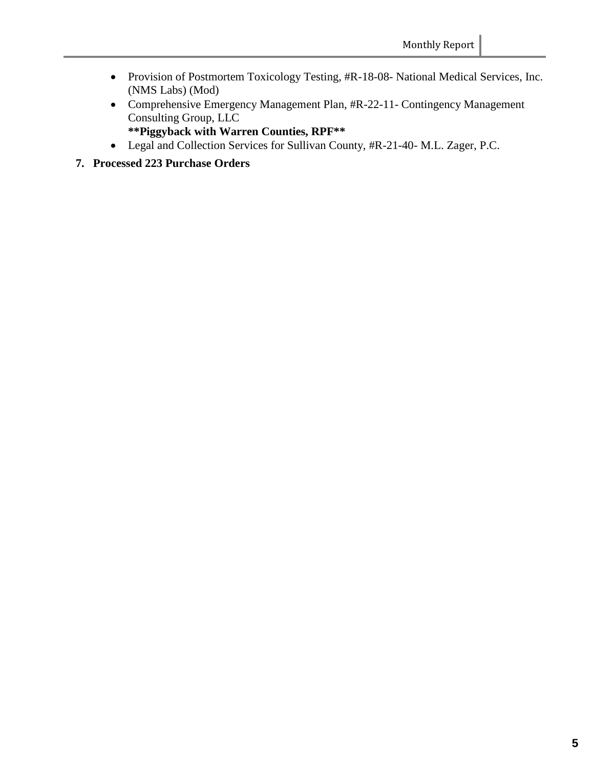- Provision of Postmortem Toxicology Testing, #R-18-08- National Medical Services, Inc. (NMS Labs) (Mod)
- Comprehensive Emergency Management Plan, #R-22-11- Contingency Management Consulting Group, LLC
  **\*\*Piggyback with Warren Counties, RPF\*\***
- Legal and Collection Services for Sullivan County, #R-21-40- M.L. Zager, P.C.

7. **Processed 223 Purchase Orders**